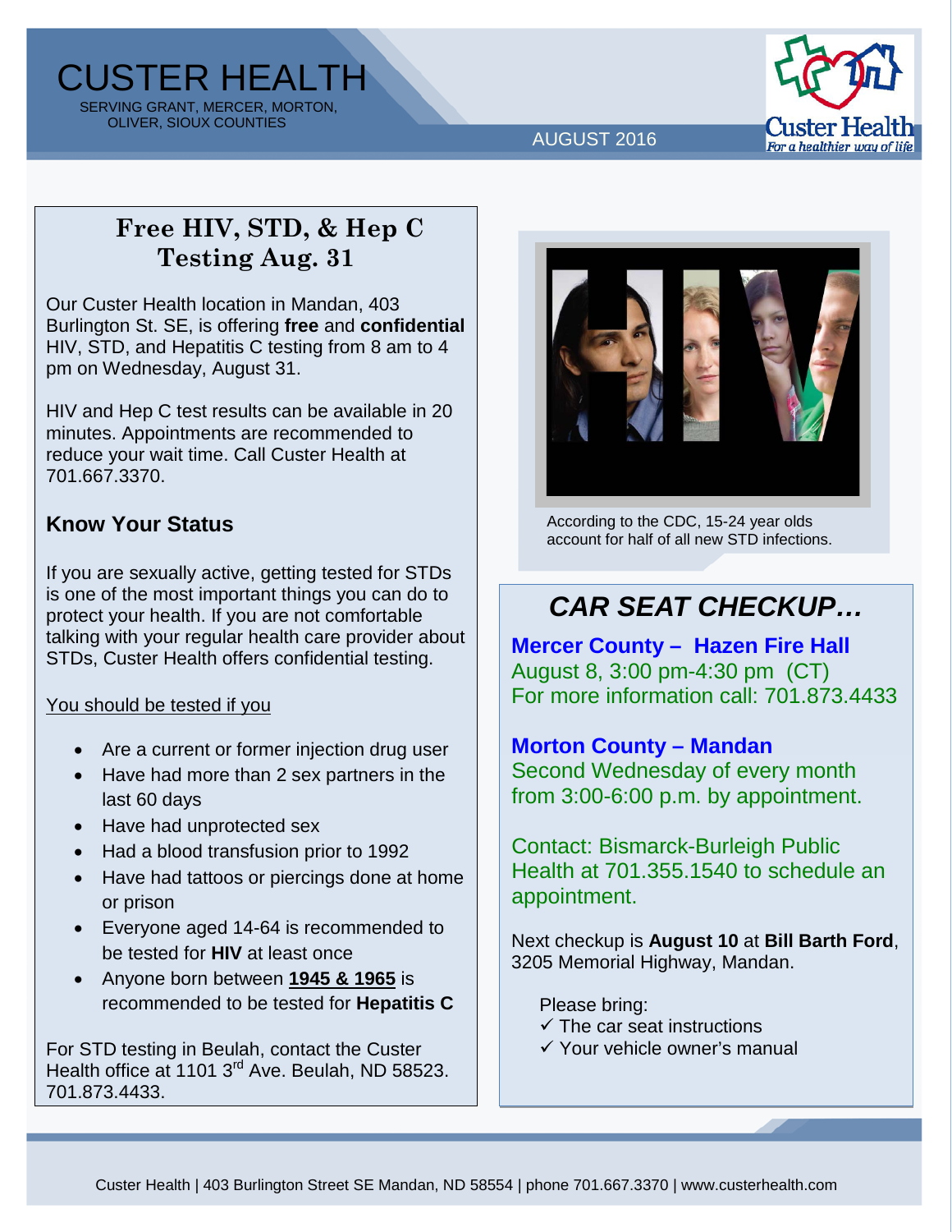# CUSTER HEALTH

SERVING GRANT, MERCER, MORTON, OLIVER, SIOUX COUNTIES

AUGUST 2016

Custer Health
*For a healthier way of life*

## Free HIV, STD, & Hep C Testing Aug. 31

Our Custer Health location in Mandan, 403 Burlington St. SE, is offering **free** and **confidential** HIV, STD, and Hepatitis C testing from 8 am to 4 pm on Wednesday, August 31.

HIV and Hep C test results can be available in 20 minutes. Appointments are recommended to reduce your wait time. Call Custer Health at 701.667.3370.

### Know Your Status

If you are sexually active, getting tested for STDs is one of the most important things you can do to protect your health. If you are not comfortable talking with your regular health care provider about STDs, Custer Health offers confidential testing.

You should be tested if you

- Are a current or former injection drug user
- Have had more than 2 sex partners in the last 60 days
- Have had unprotected sex
- Had a blood transfusion prior to 1992
- Have had tattoos or piercings done at home or prison
- Everyone aged 14-64 is recommended to be tested for **HIV** at least once
- Anyone born between **1945 & 1965** is recommended to be tested for **Hepatitis C**

For STD testing in Beulah, contact the Custer Health office at 1101 3rd Ave. Beulah, ND 58523. 701.873.4433.

According to the CDC, 15-24 year olds account for half of all new STD infections.

## *CAR SEAT CHECKUP…*

**Mercer County – Hazen Fire Hall**
August 8, 3:00 pm-4:30 pm (CT)
For more information call: 701.873.4433

**Morton County – Mandan**
Second Wednesday of every month from 3:00-6:00 p.m. by appointment.

Contact: Bismarck-Burleigh Public Health at 701.355.1540 to schedule an appointment.

Next checkup is **August 10** at **Bill Barth Ford**, 3205 Memorial Highway, Mandan.

Please bring:

- ✓ The car seat instructions
- ✓ Your vehicle owner's manual

Custer Health | 403 Burlington Street SE Mandan, ND 58554 | phone 701.667.3370 | www.custerhealth.com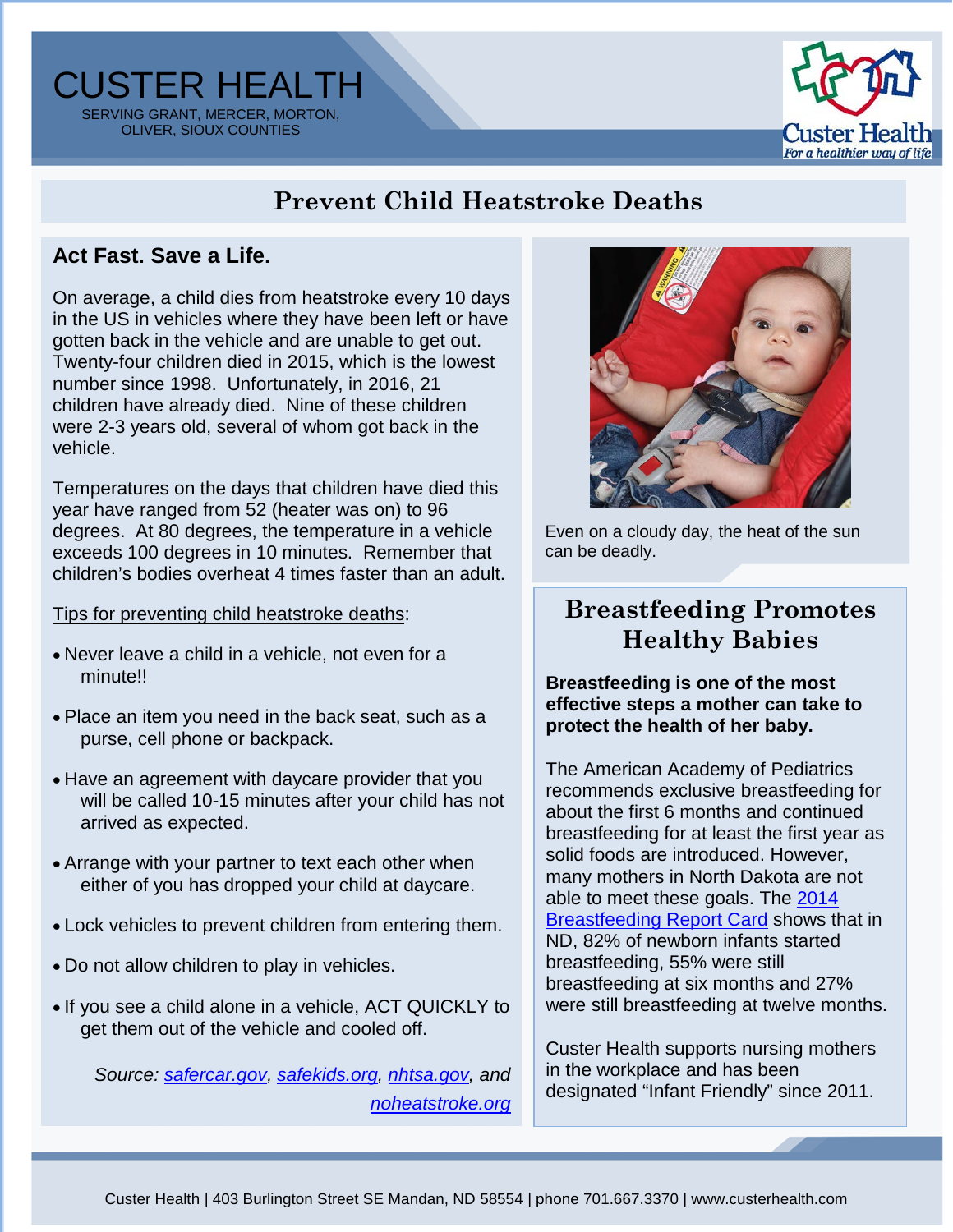# CUSTER HEALTH

SERVING GRANT, MERCER, MORTON, OLIVER, SIOUX COUNTIES

## Prevent Child Heatstroke Deaths

### Act Fast. Save a Life.

On average, a child dies from heatstroke every 10 days in the US in vehicles where they have been left or have gotten back in the vehicle and are unable to get out. Twenty-four children died in 2015, which is the lowest number since 1998. Unfortunately, in 2016, 21 children have already died. Nine of these children were 2-3 years old, several of whom got back in the vehicle.

Temperatures on the days that children have died this year have ranged from 52 (heater was on) to 96 degrees. At 80 degrees, the temperature in a vehicle exceeds 100 degrees in 10 minutes. Remember that children's bodies overheat 4 times faster than an adult.

Tips for preventing child heatstroke deaths:

- Never leave a child in a vehicle, not even for a minute!!
- Place an item you need in the back seat, such as a purse, cell phone or backpack.
- Have an agreement with daycare provider that you will be called 10-15 minutes after your child has not arrived as expected.
- Arrange with your partner to text each other when either of you has dropped your child at daycare.
- Lock vehicles to prevent children from entering them.
- Do not allow children to play in vehicles.
- If you see a child alone in a vehicle, ACT QUICKLY to get them out of the vehicle and cooled off.

*Source: safercar.gov, safekids.org, nhtsa.gov, and noheatstroke.org*

Even on a cloudy day, the heat of the sun can be deadly.

## Breastfeeding Promotes Healthy Babies

**Breastfeeding is one of the most effective steps a mother can take to protect the health of her baby.**

The American Academy of Pediatrics recommends exclusive breastfeeding for about the first 6 months and continued breastfeeding for at least the first year as solid foods are introduced. However, many mothers in North Dakota are not able to meet these goals. The 2014 Breastfeeding Report Card shows that in ND, 82% of newborn infants started breastfeeding, 55% were still breastfeeding at six months and 27% were still breastfeeding at twelve months.

Custer Health supports nursing mothers in the workplace and has been designated "Infant Friendly" since 2011.

Custer Health | 403 Burlington Street SE Mandan, ND 58554 | phone 701.667.3370 | www.custerhealth.com